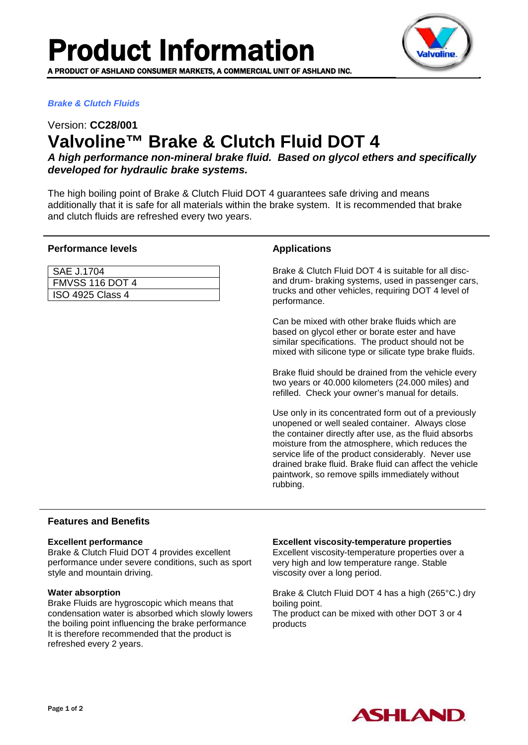# Product Information

A PRODUCT OF ASHLAND CONSUMER MARKETS, A COMMERCIAL UNIT OF ASHLAND INC.

***Brake & Clutch Fluids***

Version: **CC28/001**

# Valvoline™ Brake & Clutch Fluid DOT 4

***A high performance non-mineral brake fluid. Based on glycol ethers and specifically developed for hydraulic brake systems.***

The high boiling point of Brake & Clutch Fluid DOT 4 guarantees safe driving and means additionally that it is safe for all materials within the brake system. It is recommended that brake and clutch fluids are refreshed every two years.

### Performance levels

| |
|---|
| SAE J.1704 |
| FMVSS 116 DOT 4 |
| ISO 4925 Class 4 |

### Applications

Brake & Clutch Fluid DOT 4 is suitable for all disc- and drum- braking systems, used in passenger cars, trucks and other vehicles, requiring DOT 4 level of performance.

Can be mixed with other brake fluids which are based on glycol ether or borate ester and have similar specifications. The product should not be mixed with silicone type or silicate type brake fluids.

Brake fluid should be drained from the vehicle every two years or 40.000 kilometers (24.000 miles) and refilled. Check your owner's manual for details.

Use only in its concentrated form out of a previously unopened or well sealed container. Always close the container directly after use, as the fluid absorbs moisture from the atmosphere, which reduces the service life of the product considerably. Never use drained brake fluid. Brake fluid can affect the vehicle paintwork, so remove spills immediately without rubbing.

### Features and Benefits

**Excellent performance**
Brake & Clutch Fluid DOT 4 provides excellent performance under severe conditions, such as sport style and mountain driving.

**Water absorption**
Brake Fluids are hygroscopic which means that condensation water is absorbed which slowly lowers the boiling point influencing the brake performance It is therefore recommended that the product is refreshed every 2 years.

**Excellent viscosity-temperature properties**
Excellent viscosity-temperature properties over a very high and low temperature range. Stable viscosity over a long period.

Brake & Clutch Fluid DOT 4 has a high (265°C.) dry boiling point.
The product can be mixed with other DOT 3 or 4 products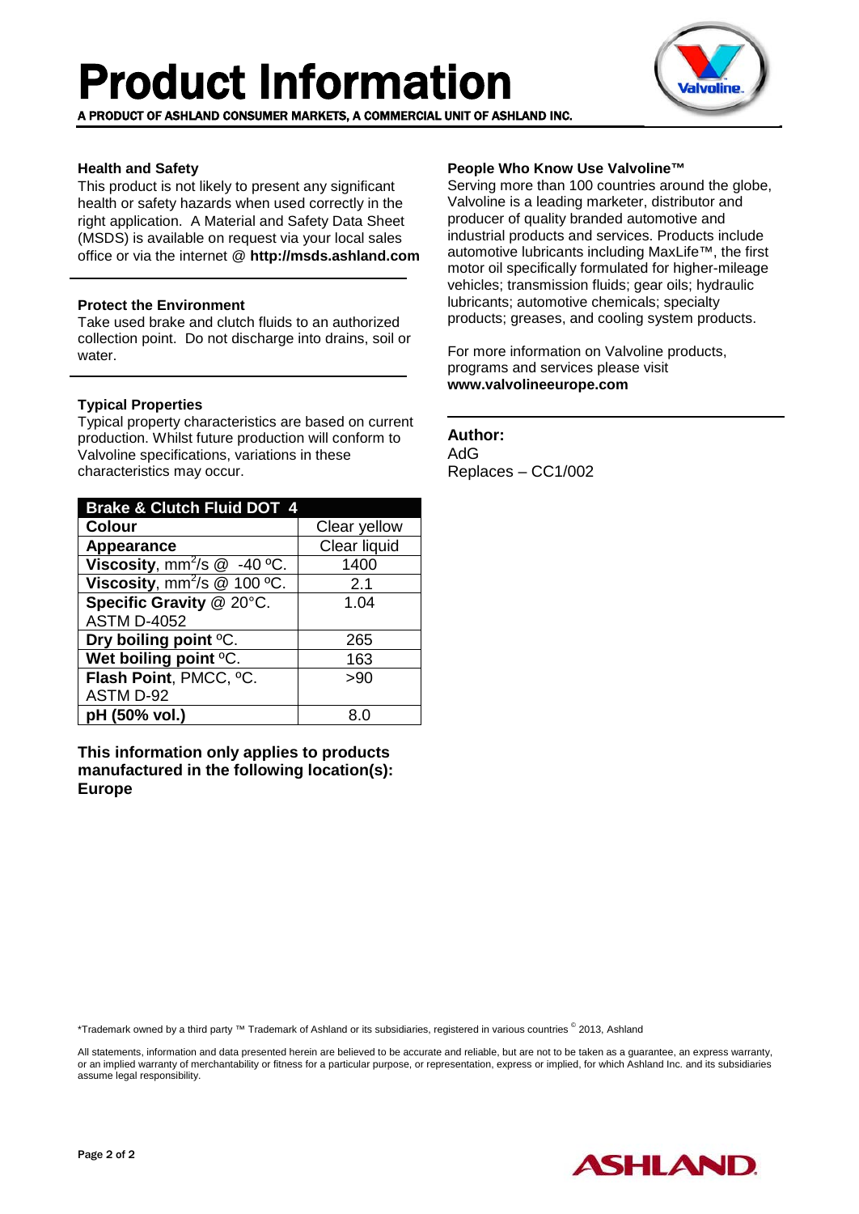# Product Information

A PRODUCT OF ASHLAND CONSUMER MARKETS, A COMMERCIAL UNIT OF ASHLAND INC.

### Health and Safety

This product is not likely to present any significant health or safety hazards when used correctly in the right application. A Material and Safety Data Sheet (MSDS) is available on request via your local sales office or via the internet @ **http://msds.ashland.com**

### Protect the Environment

Take used brake and clutch fluids to an authorized collection point. Do not discharge into drains, soil or water.

### Typical Properties

Typical property characteristics are based on current production. Whilst future production will conform to Valvoline specifications, variations in these characteristics may occur.

| **Brake & Clutch Fluid DOT 4** | |
|---|---|
| **Colour** | Clear yellow |
| **Appearance** | Clear liquid |
| **Viscosity**, $mm^2/s$ @ -40 ºC. | 1400 |
| **Viscosity**, $mm^2/s$ @ 100 ºC. | 2.1 |
| **Specific Gravity** @ 20°C. ASTM D-4052 | 1.04 |
| **Dry boiling point** ºC. | 265 |
| **Wet boiling point** ºC. | 163 |
| **Flash Point**, PMCC, ºC. ASTM D-92 | >90 |
| **pH (50% vol.)** | 8.0 |

**This information only applies to products manufactured in the following location(s): Europe**

### People Who Know Use Valvoline™

Serving more than 100 countries around the globe, Valvoline is a leading marketer, distributor and producer of quality branded automotive and industrial products and services. Products include automotive lubricants including MaxLife™, the first motor oil specifically formulated for higher-mileage vehicles; transmission fluids; gear oils; hydraulic lubricants; automotive chemicals; specialty products; greases, and cooling system products.

For more information on Valvoline products, programs and services please visit **www.valvolineeurope.com**

**Author:**
AdG
Replaces – CC1/002

*Trademark owned by a third party ™ Trademark of Ashland or its subsidiaries, registered in various countries © 2013, Ashland

All statements, information and data presented herein are believed to be accurate and reliable, but are not to be taken as a guarantee, an express warranty, or an implied warranty of merchantability or fitness for a particular purpose, or representation, express or implied, for which Ashland Inc. and its subsidiaries assume legal responsibility.